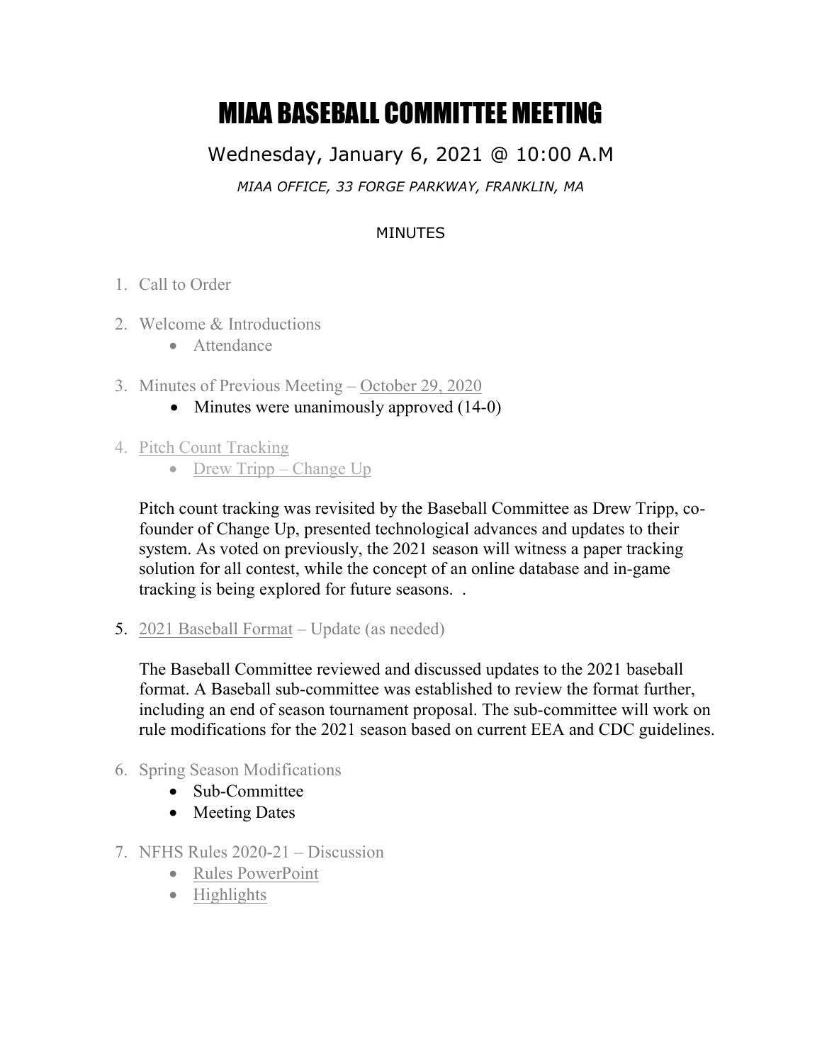# MIAA BASEBALL COMMITTEE MEETING

Wednesday, January 6, 2021 @ 10:00 A.M

*MIAA OFFICE, 33 FORGE PARKWAY, FRANKLIN, MA*

MINUTES

1. Call to Order

2. Welcome & Introductions
   - Attendance

3. Minutes of Previous Meeting – October 29, 2020
   - Minutes were unanimously approved (14-0)

4. Pitch Count Tracking
   - Drew Tripp – Change Up

   Pitch count tracking was revisited by the Baseball Committee as Drew Tripp, co-founder of Change Up, presented technological advances and updates to their system. As voted on previously, the 2021 season will witness a paper tracking solution for all contest, while the concept of an online database and in-game tracking is being explored for future seasons. .

5. 2021 Baseball Format – Update (as needed)

   The Baseball Committee reviewed and discussed updates to the 2021 baseball format. A Baseball sub-committee was established to review the format further, including an end of season tournament proposal. The sub-committee will work on rule modifications for the 2021 season based on current EEA and CDC guidelines.

6. Spring Season Modifications
   - Sub-Committee
   - Meeting Dates

7. NFHS Rules 2020-21 – Discussion
   - Rules PowerPoint
   - Highlights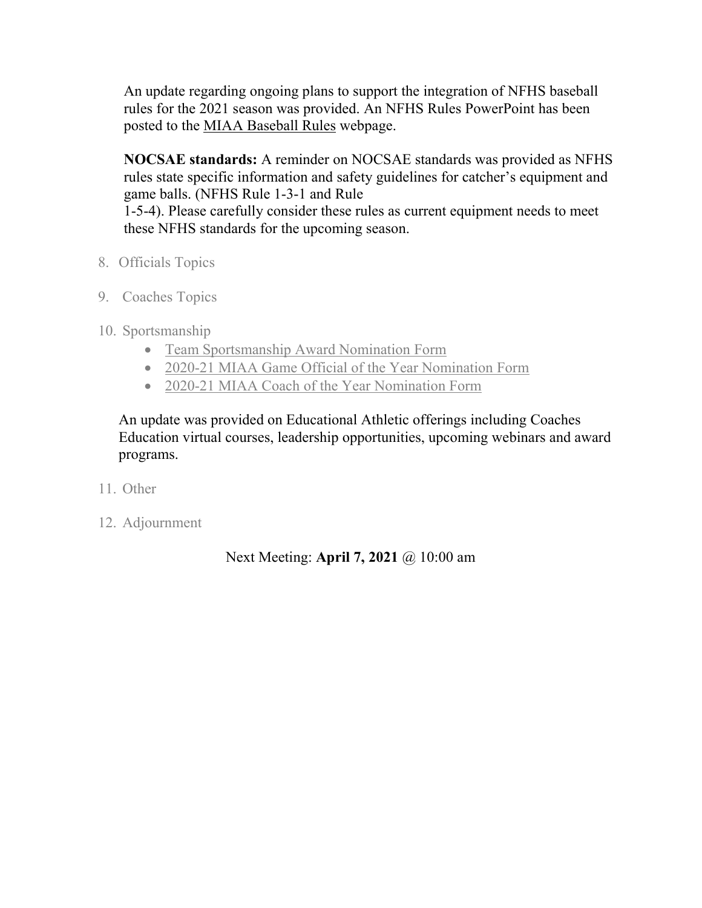An update regarding ongoing plans to support the integration of NFHS baseball rules for the 2021 season was provided. An NFHS Rules PowerPoint has been posted to the MIAA Baseball Rules webpage.

**NOCSAE standards:** A reminder on NOCSAE standards was provided as NFHS rules state specific information and safety guidelines for catcher's equipment and game balls. (NFHS Rule 1-3-1 and Rule 1-5-4). Please carefully consider these rules as current equipment needs to meet these NFHS standards for the upcoming season.

8. Officials Topics

9. Coaches Topics

10. Sportsmanship
    - Team Sportsmanship Award Nomination Form
    - 2020-21 MIAA Game Official of the Year Nomination Form
    - 2020-21 MIAA Coach of the Year Nomination Form

    An update was provided on Educational Athletic offerings including Coaches Education virtual courses, leadership opportunities, upcoming webinars and award programs.

11. Other

12. Adjournment

Next Meeting: **April 7, 2021** @ 10:00 am